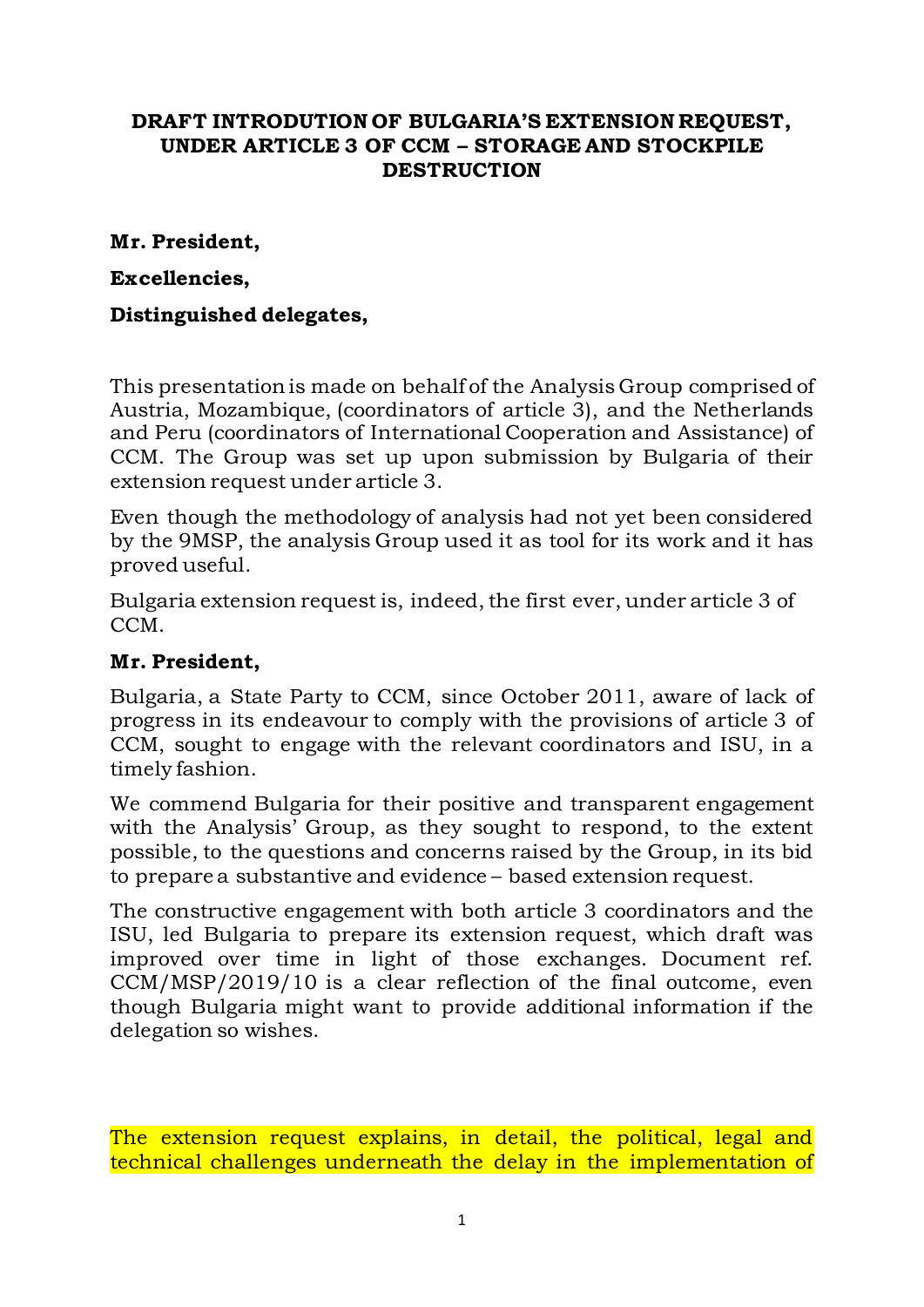# DRAFT INTRODUTION OF BULGARIA'S EXTENSION REQUEST, UNDER ARTICLE 3 OF CCM – STORAGE AND STOCKPILE DESTRUCTION

**Mr. President,**

**Excellencies,**

**Distinguished delegates,**

This presentation is made on behalf of the Analysis Group comprised of Austria, Mozambique, (coordinators of article 3), and the Netherlands and Peru (coordinators of International Cooperation and Assistance) of CCM. The Group was set up upon submission by Bulgaria of their extension request under article 3.

Even though the methodology of analysis had not yet been considered by the 9MSP, the analysis Group used it as tool for its work and it has proved useful.

Bulgaria extension request is, indeed, the first ever, under article 3 of CCM.

**Mr. President,**

Bulgaria, a State Party to CCM, since October 2011, aware of lack of progress in its endeavour to comply with the provisions of article 3 of CCM, sought to engage with the relevant coordinators and ISU, in a timely fashion.

We commend Bulgaria for their positive and transparent engagement with the Analysis' Group, as they sought to respond, to the extent possible, to the questions and concerns raised by the Group, in its bid to prepare a substantive and evidence – based extension request.

The constructive engagement with both article 3 coordinators and the ISU, led Bulgaria to prepare its extension request, which draft was improved over time in light of those exchanges. Document ref. CCM/MSP/2019/10 is a clear reflection of the final outcome, even though Bulgaria might want to provide additional information if the delegation so wishes.

The extension request explains, in detail, the political, legal and technical challenges underneath the delay in the implementation of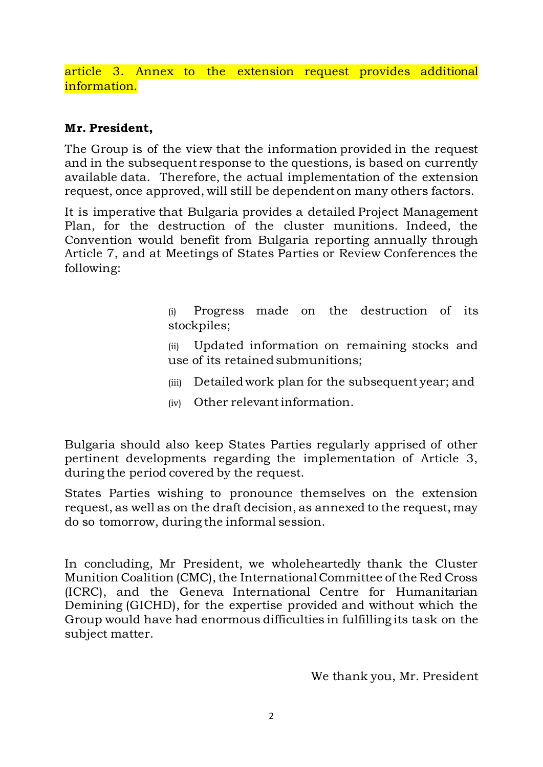article 3. Annex to the extension request provides additional information.

**Mr. President,**

The Group is of the view that the information provided in the request and in the subsequent response to the questions, is based on currently available data. Therefore, the actual implementation of the extension request, once approved, will still be dependent on many others factors.

It is imperative that Bulgaria provides a detailed Project Management Plan, for the destruction of the cluster munitions. Indeed, the Convention would benefit from Bulgaria reporting annually through Article 7, and at Meetings of States Parties or Review Conferences the following:

> (i) Progress made on the destruction of its stockpiles;
>
> (ii) Updated information on remaining stocks and use of its retained submunitions;
>
> (iii) Detailed work plan for the subsequent year; and
>
> (iv) Other relevant information.

Bulgaria should also keep States Parties regularly apprised of other pertinent developments regarding the implementation of Article 3, during the period covered by the request.

States Parties wishing to pronounce themselves on the extension request, as well as on the draft decision, as annexed to the request, may do so tomorrow, during the informal session.

In concluding, Mr President, we wholeheartedly thank the Cluster Munition Coalition (CMC), the International Committee of the Red Cross (ICRC), and the Geneva International Centre for Humanitarian Demining (GICHD), for the expertise provided and without which the Group would have had enormous difficulties in fulfilling its task on the subject matter.

We thank you, Mr. President